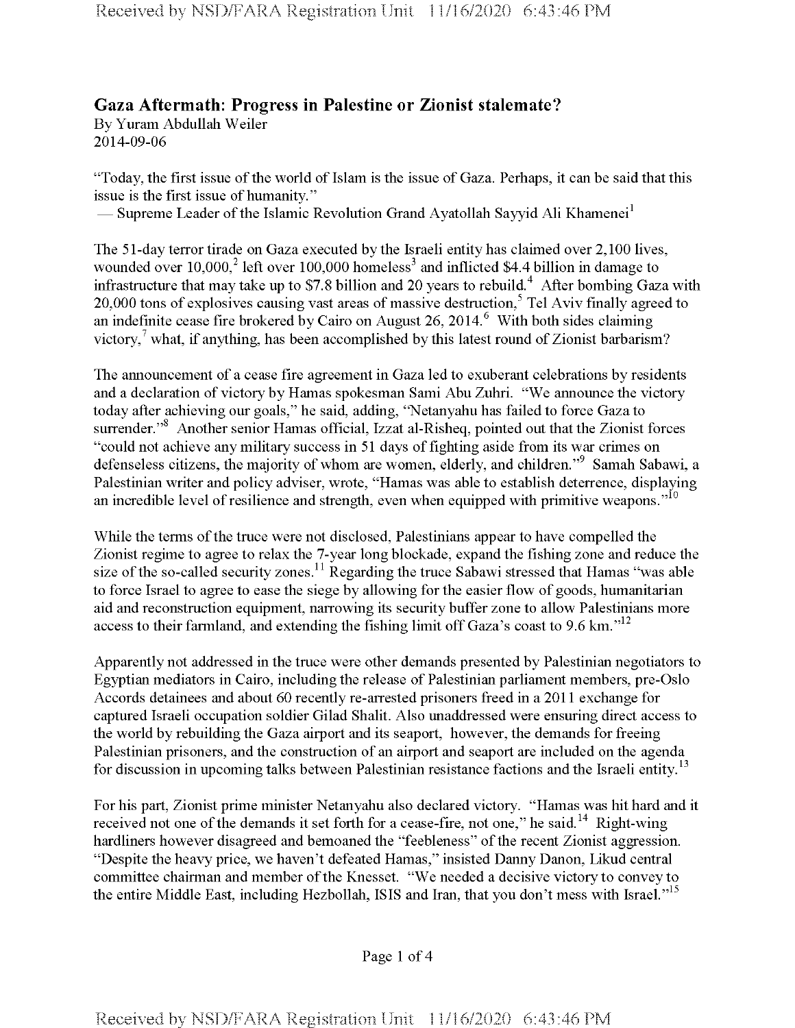# Gaza Aftermath: Progress in Palestine or Zionist stalemate?

By Yuram Abdullah Weiler
2014-09-06

"Today, the first issue of the world of Islam is the issue of Gaza. Perhaps, it can be said that this issue is the first issue of humanity."
— Supreme Leader of the Islamic Revolution Grand Ayatollah Sayyid Ali Khamenei[1]

The 51-day terror tirade on Gaza executed by the Israeli entity has claimed over 2,100 lives, wounded over 10,000,[2] left over 100,000 homeless[3] and inflicted $4.4 billion in damage to infrastructure that may take up to $7.8 billion and 20 years to rebuild.[4] After bombing Gaza with 20,000 tons of explosives causing vast areas of massive destruction,[5] Tel Aviv finally agreed to an indefinite cease fire brokered by Cairo on August 26, 2014.[6] With both sides claiming victory,[7] what, if anything, has been accomplished by this latest round of Zionist barbarism?

The announcement of a cease fire agreement in Gaza led to exuberant celebrations by residents and a declaration of victory by Hamas spokesman Sami Abu Zuhri. "We announce the victory today after achieving our goals," he said, adding, "Netanyahu has failed to force Gaza to surrender."[8] Another senior Hamas official, Izzat al-Risheq, pointed out that the Zionist forces "could not achieve any military success in 51 days of fighting aside from its war crimes on defenseless citizens, the majority of whom are women, elderly, and children."[9] Samah Sabawi, a Palestinian writer and policy adviser, wrote, "Hamas was able to establish deterrence, displaying an incredible level of resilience and strength, even when equipped with primitive weapons."[10]

While the terms of the truce were not disclosed, Palestinians appear to have compelled the Zionist regime to agree to relax the 7-year long blockade, expand the fishing zone and reduce the size of the so-called security zones.[11] Regarding the truce Sabawi stressed that Hamas "was able to force Israel to agree to ease the siege by allowing for the easier flow of goods, humanitarian aid and reconstruction equipment, narrowing its security buffer zone to allow Palestinians more access to their farmland, and extending the fishing limit off Gaza's coast to 9.6 km."[12]

Apparently not addressed in the truce were other demands presented by Palestinian negotiators to Egyptian mediators in Cairo, including the release of Palestinian parliament members, pre-Oslo Accords detainees and about 60 recently re-arrested prisoners freed in a 2011 exchange for captured Israeli occupation soldier Gilad Shalit. Also unaddressed were ensuring direct access to the world by rebuilding the Gaza airport and its seaport, however, the demands for freeing Palestinian prisoners, and the construction of an airport and seaport are included on the agenda for discussion in upcoming talks between Palestinian resistance factions and the Israeli entity.[13]

For his part, Zionist prime minister Netanyahu also declared victory. "Hamas was hit hard and it received not one of the demands it set forth for a cease-fire, not one," he said.[14] Right-wing hardliners however disagreed and bemoaned the "feebleness" of the recent Zionist aggression. "Despite the heavy price, we haven't defeated Hamas," insisted Danny Danon, Likud central committee chairman and member of the Knesset. "We needed a decisive victory to convey to the entire Middle East, including Hezbollah, ISIS and Iran, that you don't mess with Israel."[15]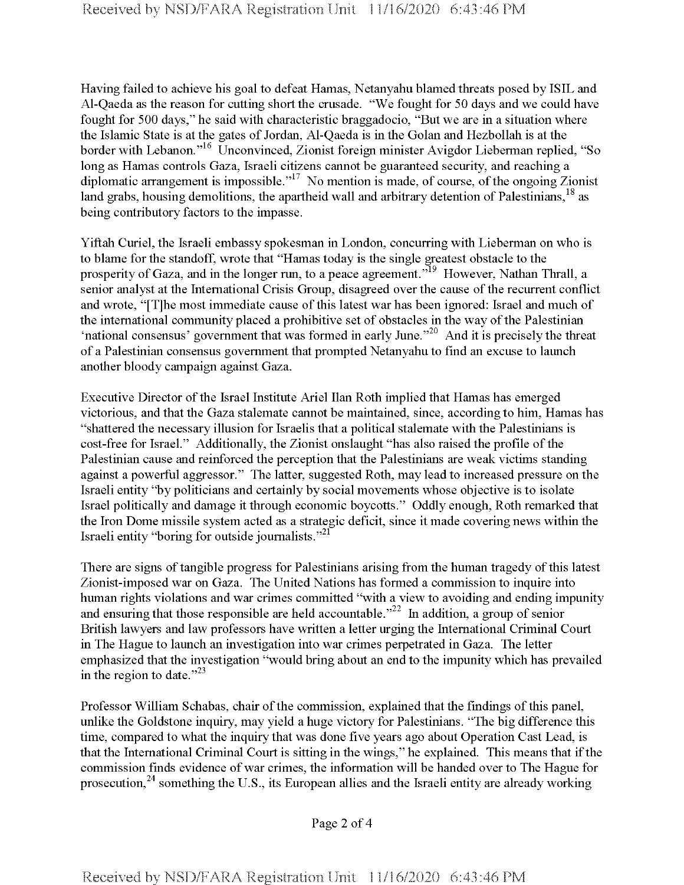Having failed to achieve his goal to defeat Hamas, Netanyahu blamed threats posed by ISIL and Al-Qaeda as the reason for cutting short the crusade. "We fought for 50 days and we could have fought for 500 days," he said with characteristic braggadocio, "But we are in a situation where the Islamic State is at the gates of Jordan, Al-Qaeda is in the Golan and Hezbollah is at the border with Lebanon."[16] Unconvinced, Zionist foreign minister Avigdor Lieberman replied, "So long as Hamas controls Gaza, Israeli citizens cannot be guaranteed security, and reaching a diplomatic arrangement is impossible."[17] No mention is made, of course, of the ongoing Zionist land grabs, housing demolitions, the apartheid wall and arbitrary detention of Palestinians,[18] as being contributory factors to the impasse.

Yiftah Curiel, the Israeli embassy spokesman in London, concurring with Lieberman on who is to blame for the standoff, wrote that "Hamas today is the single greatest obstacle to the prosperity of Gaza, and in the longer run, to a peace agreement."[19] However, Nathan Thrall, a senior analyst at the International Crisis Group, disagreed over the cause of the recurrent conflict and wrote, "[T]he most immediate cause of this latest war has been ignored: Israel and much of the international community placed a prohibitive set of obstacles in the way of the Palestinian 'national consensus' government that was formed in early June."[20] And it is precisely the threat of a Palestinian consensus government that prompted Netanyahu to find an excuse to launch another bloody campaign against Gaza.

Executive Director of the Israel Institute Ariel Ilan Roth implied that Hamas has emerged victorious, and that the Gaza stalemate cannot be maintained, since, according to him, Hamas has "shattered the necessary illusion for Israelis that a political stalemate with the Palestinians is cost-free for Israel." Additionally, the Zionist onslaught "has also raised the profile of the Palestinian cause and reinforced the perception that the Palestinians are weak victims standing against a powerful aggressor." The latter, suggested Roth, may lead to increased pressure on the Israeli entity "by politicians and certainly by social movements whose objective is to isolate Israel politically and damage it through economic boycotts." Oddly enough, Roth remarked that the Iron Dome missile system acted as a strategic deficit, since it made covering news within the Israeli entity "boring for outside journalists."[21]

There are signs of tangible progress for Palestinians arising from the human tragedy of this latest Zionist-imposed war on Gaza. The United Nations has formed a commission to inquire into human rights violations and war crimes committed "with a view to avoiding and ending impunity and ensuring that those responsible are held accountable."[22] In addition, a group of senior British lawyers and law professors have written a letter urging the International Criminal Court in The Hague to launch an investigation into war crimes perpetrated in Gaza. The letter emphasized that the investigation "would bring about an end to the impunity which has prevailed in the region to date."[23]

Professor William Schabas, chair of the commission, explained that the findings of this panel, unlike the Goldstone inquiry, may yield a huge victory for Palestinians. "The big difference this time, compared to what the inquiry that was done five years ago about Operation Cast Lead, is that the International Criminal Court is sitting in the wings," he explained. This means that if the commission finds evidence of war crimes, the information will be handed over to The Hague for prosecution,[24] something the U.S., its European allies and the Israeli entity are already working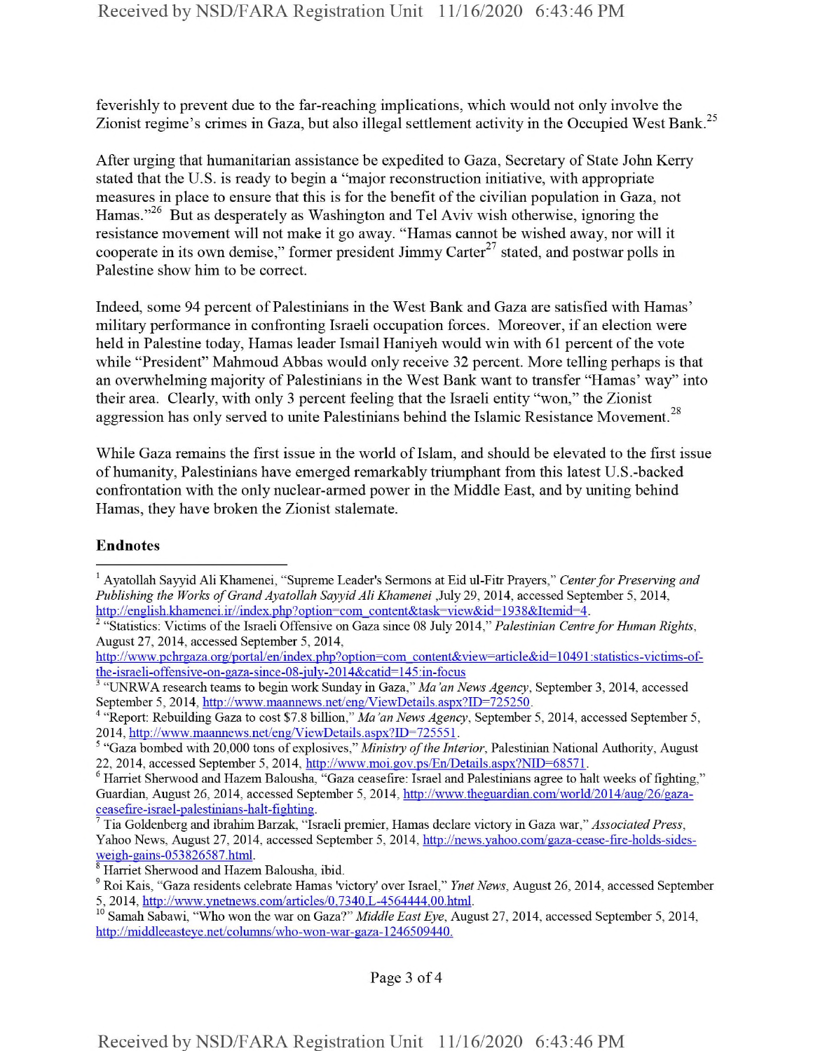feverishly to prevent due to the far-reaching implications, which would not only involve the Zionist regime's crimes in Gaza, but also illegal settlement activity in the Occupied West Bank.[25]

After urging that humanitarian assistance be expedited to Gaza, Secretary of State John Kerry stated that the U.S. is ready to begin a "major reconstruction initiative, with appropriate measures in place to ensure that this is for the benefit of the civilian population in Gaza, not Hamas."[26] But as desperately as Washington and Tel Aviv wish otherwise, ignoring the resistance movement will not make it go away. "Hamas cannot be wished away, nor will it cooperate in its own demise," former president Jimmy Carter[27] stated, and postwar polls in Palestine show him to be correct.

Indeed, some 94 percent of Palestinians in the West Bank and Gaza are satisfied with Hamas' military performance in confronting Israeli occupation forces. Moreover, if an election were held in Palestine today, Hamas leader Ismail Haniyeh would win with 61 percent of the vote while "President" Mahmoud Abbas would only receive 32 percent. More telling perhaps is that an overwhelming majority of Palestinians in the West Bank want to transfer "Hamas' way" into their area. Clearly, with only 3 percent feeling that the Israeli entity "won," the Zionist aggression has only served to unite Palestinians behind the Islamic Resistance Movement.[28]

While Gaza remains the first issue in the world of Islam, and should be elevated to the first issue of humanity, Palestinians have emerged remarkably triumphant from this latest U.S.-backed confrontation with the only nuclear-armed power in the Middle East, and by uniting behind Hamas, they have broken the Zionist stalemate.

**Endnotes**

[1] Ayatollah Sayyid Ali Khamenei, "Supreme Leader's Sermons at Eid ul-Fitr Prayers," *Center for Preserving and Publishing the Works of Grand Ayatollah Sayyid Ali Khamenei* ,July 29, 2014, accessed September 5, 2014, http://english.khamenei.ir//index.php?option=com_content&task=view&id=1938&Itemid=4.

[2] "Statistics: Victims of the Israeli Offensive on Gaza since 08 July 2014," *Palestinian Centre for Human Rights*, August 27, 2014, accessed September 5, 2014, http://www.pchrgaza.org/portal/en/index.php?option=com_content&view=article&id=10491:statistics-victims-of-the-israeli-offensive-on-gaza-since-08-july-2014&catid=145:in-focus

[3] "UNRWA research teams to begin work Sunday in Gaza," *Ma'an News Agency*, September 3, 2014, accessed September 5, 2014, http://www.maannews.net/eng/ViewDetails.aspx?ID=725250.

[4] "Report: Rebuilding Gaza to cost $7.8 billion," *Ma'an News Agency*, September 5, 2014, accessed September 5, 2014, http://www.maannews.net/eng/ViewDetails.aspx?ID=725551.

[5] "Gaza bombed with 20,000 tons of explosives," *Ministry of the Interior*, Palestinian National Authority, August 22, 2014, accessed September 5, 2014, http://www.moi.gov.ps/En/Details.aspx?NID=68571.

[6] Harriet Sherwood and Hazem Balousha, "Gaza ceasefire: Israel and Palestinians agree to halt weeks of fighting," Guardian, August 26, 2014, accessed September 5, 2014, http://www.theguardian.com/world/2014/aug/26/gaza-ceasefire-israel-palestinians-halt-fighting.

[7] Tia Goldenberg and ibrahim Barzak, "Israeli premier, Hamas declare victory in Gaza war," *Associated Press*, Yahoo News, August 27, 2014, accessed September 5, 2014, http://news.yahoo.com/gaza-cease-fire-holds-sides-weigh-gains-053826587.html.

[8] Harriet Sherwood and Hazem Balousha, ibid.

[9] Roi Kais, "Gaza residents celebrate Hamas 'victory' over Israel," *Ynet News*, August 26, 2014, accessed September 5, 2014, http://www.ynetnews.com/articles/0,7340,L-4564444,00.html.

[10] Samah Sabawi, "Who won the war on Gaza?" *Middle East Eye*, August 27, 2014, accessed September 5, 2014, http://middleeasteye.net/columns/who-won-war-gaza-1246509440.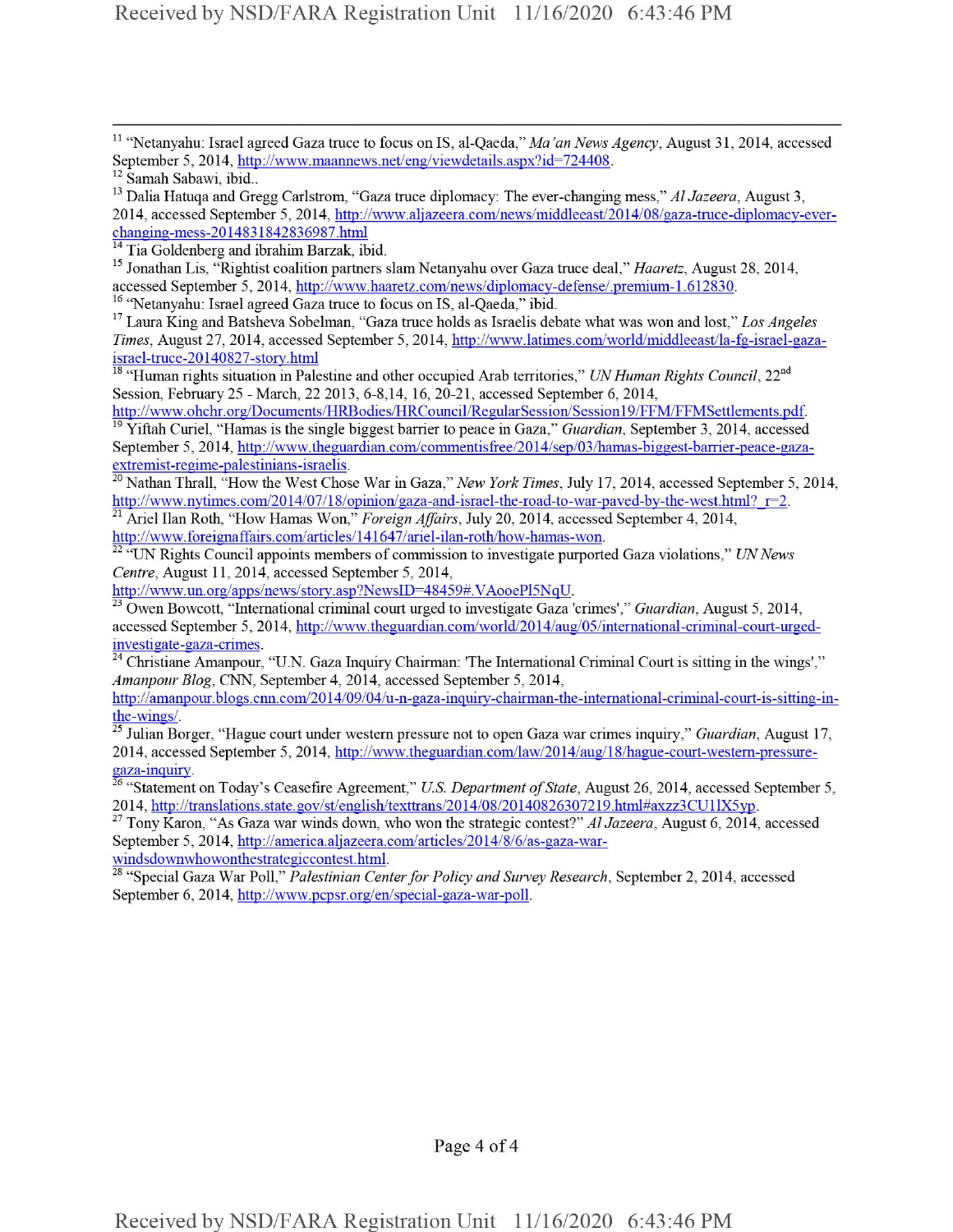[11] "Netanyahu: Israel agreed Gaza truce to focus on IS, al-Qaeda," *Ma'an News Agency*, August 31, 2014, accessed September 5, 2014, http://www.maannews.net/eng/viewdetails.aspx?id=724408.

[12] Samah Sabawi, ibid..

[13] Dalia Hatuqa and Gregg Carlstrom, "Gaza truce diplomacy: The ever-changing mess," *Al Jazeera*, August 3, 2014, accessed September 5, 2014, http://www.aljazeera.com/news/middleeast/2014/08/gaza-truce-diplomacy-ever-changing-mess-2014831842836987.html

[14] Tia Goldenberg and ibrahim Barzak, ibid.

[15] Jonathan Lis, "Rightist coalition partners slam Netanyahu over Gaza truce deal," *Haaretz*, August 28, 2014, accessed September 5, 2014, http://www.haaretz.com/news/diplomacy-defense/.premium-1.612830.

[16] "Netanyahu: Israel agreed Gaza truce to focus on IS, al-Qaeda," ibid.

[17] Laura King and Batsheva Sobelman, "Gaza truce holds as Israelis debate what was won and lost," *Los Angeles Times*, August 27, 2014, accessed September 5, 2014, http://www.latimes.com/world/middleeast/la-fg-israel-gaza-israel-truce-20140827-story.html

[18] "Human rights situation in Palestine and other occupied Arab territories," *UN Human Rights Council*, 22nd Session, February 25 - March, 22 2013, 6-8,14, 16, 20-21, accessed September 6, 2014, http://www.ohchr.org/Documents/HRBodies/HRCouncil/RegularSession/Session19/FFM/FFMSettlements.pdf.

[19] Yiftah Curiel, "Hamas is the single biggest barrier to peace in Gaza," *Guardian*, September 3, 2014, accessed September 5, 2014, http://www.theguardian.com/commentisfree/2014/sep/03/hamas-biggest-barrier-peace-gaza-extremist-regime-palestinians-israelis.

[20] Nathan Thrall, "How the West Chose War in Gaza," *New York Times*, July 17, 2014, accessed September 5, 2014, http://www.nytimes.com/2014/07/18/opinion/gaza-and-israel-the-road-to-war-paved-by-the-west.html?_r=2.

[21] Ariel Ilan Roth, "How Hamas Won," *Foreign Affairs*, July 20, 2014, accessed September 4, 2014, http://www.foreignaffairs.com/articles/141647/ariel-ilan-roth/how-hamas-won.

[22] "UN Rights Council appoints members of commission to investigate purported Gaza violations," *UN News Centre*, August 11, 2014, accessed September 5, 2014, http://www.un.org/apps/news/story.asp?NewsID=48459#.VAooePl5NqU.

[23] Owen Bowcott, "International criminal court urged to investigate Gaza 'crimes'," *Guardian*, August 5, 2014, accessed September 5, 2014, http://www.theguardian.com/world/2014/aug/05/international-criminal-court-urged-investigate-gaza-crimes.

[24] Christiane Amanpour, "U.N. Gaza Inquiry Chairman: 'The International Criminal Court is sitting in the wings'," *Amanpour Blog*, CNN, September 4, 2014, accessed September 5, 2014, http://amanpour.blogs.cnn.com/2014/09/04/u-n-gaza-inquiry-chairman-the-international-criminal-court-is-sitting-in-the-wings/.

[25] Julian Borger, "Hague court under western pressure not to open Gaza war crimes inquiry," *Guardian*, August 17, 2014, accessed September 5, 2014, http://www.theguardian.com/law/2014/aug/18/hague-court-western-pressure-gaza-inquiry.

[26] "Statement on Today's Ceasefire Agreement," *U.S. Department of State*, August 26, 2014, accessed September 5, 2014, http://translations.state.gov/st/english/texttrans/2014/08/20140826307219.html#axzz3CU1lX5yp.

[27] Tony Karon, "As Gaza war winds down, who won the strategic contest?" *Al Jazeera*, August 6, 2014, accessed September 5, 2014, http://america.aljazeera.com/articles/2014/8/6/as-gaza-war-windsdownwhowonthestrategiccontest.html.

[28] "Special Gaza War Poll," *Palestinian Center for Policy and Survey Research*, September 2, 2014, accessed September 6, 2014, http://www.pcpsr.org/en/special-gaza-war-poll.